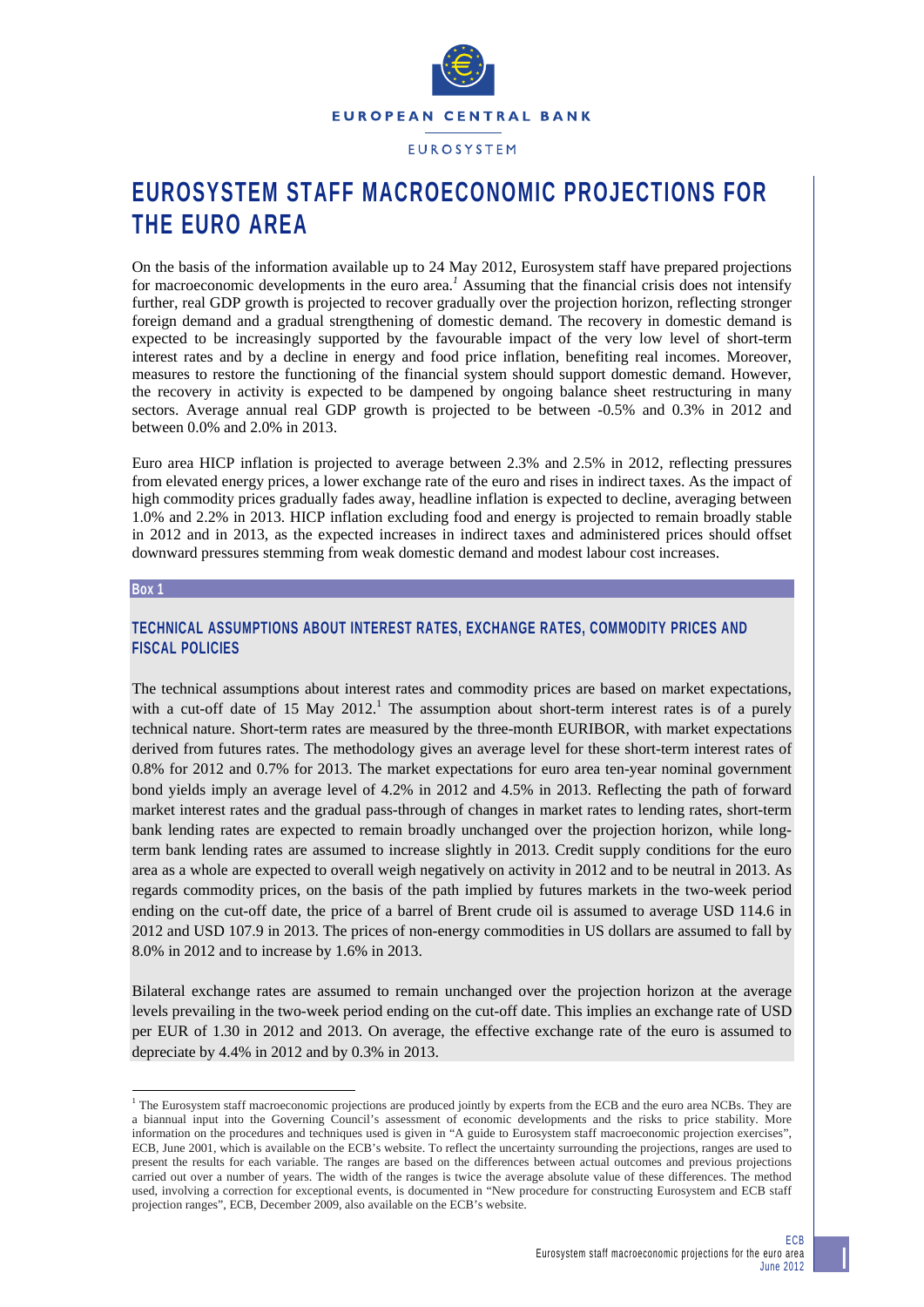EUROPEAN CENTRAL BANK

EUROSYSTEM

# EUROSYSTEM STAFF MACROECONOMIC PROJECTIONS FOR THE EURO AREA

On the basis of the information available up to 24 May 2012, Eurosystem staff have prepared projections for macroeconomic developments in the euro area.[1] Assuming that the financial crisis does not intensify further, real GDP growth is projected to recover gradually over the projection horizon, reflecting stronger foreign demand and a gradual strengthening of domestic demand. The recovery in domestic demand is expected to be increasingly supported by the favourable impact of the very low level of short-term interest rates and by a decline in energy and food price inflation, benefiting real incomes. Moreover, measures to restore the functioning of the financial system should support domestic demand. However, the recovery in activity is expected to be dampened by ongoing balance sheet restructuring in many sectors. Average annual real GDP growth is projected to be between -0.5% and 0.3% in 2012 and between 0.0% and 2.0% in 2013.

Euro area HICP inflation is projected to average between 2.3% and 2.5% in 2012, reflecting pressures from elevated energy prices, a lower exchange rate of the euro and rises in indirect taxes. As the impact of high commodity prices gradually fades away, headline inflation is expected to decline, averaging between 1.0% and 2.2% in 2013. HICP inflation excluding food and energy is projected to remain broadly stable in 2012 and in 2013, as the expected increases in indirect taxes and administered prices should offset downward pressures stemming from weak domestic demand and modest labour cost increases.

**Box 1**

## TECHNICAL ASSUMPTIONS ABOUT INTEREST RATES, EXCHANGE RATES, COMMODITY PRICES AND FISCAL POLICIES

The technical assumptions about interest rates and commodity prices are based on market expectations, with a cut-off date of 15 May 2012.[1] The assumption about short-term interest rates is of a purely technical nature. Short-term rates are measured by the three-month EURIBOR, with market expectations derived from futures rates. The methodology gives an average level for these short-term interest rates of 0.8% for 2012 and 0.7% for 2013. The market expectations for euro area ten-year nominal government bond yields imply an average level of 4.2% in 2012 and 4.5% in 2013. Reflecting the path of forward market interest rates and the gradual pass-through of changes in market rates to lending rates, short-term bank lending rates are expected to remain broadly unchanged over the projection horizon, while long-term bank lending rates are assumed to increase slightly in 2013. Credit supply conditions for the euro area as a whole are expected to overall weigh negatively on activity in 2012 and to be neutral in 2013. As regards commodity prices, on the basis of the path implied by futures markets in the two-week period ending on the cut-off date, the price of a barrel of Brent crude oil is assumed to average USD 114.6 in 2012 and USD 107.9 in 2013. The prices of non-energy commodities in US dollars are assumed to fall by 8.0% in 2012 and to increase by 1.6% in 2013.

Bilateral exchange rates are assumed to remain unchanged over the projection horizon at the average levels prevailing in the two-week period ending on the cut-off date. This implies an exchange rate of USD per EUR of 1.30 in 2012 and 2013. On average, the effective exchange rate of the euro is assumed to depreciate by 4.4% in 2012 and by 0.3% in 2013.

---

[1] The Eurosystem staff macroeconomic projections are produced jointly by experts from the ECB and the euro area NCBs. They are a biannual input into the Governing Council's assessment of economic developments and the risks to price stability. More information on the procedures and techniques used is given in "A guide to Eurosystem staff macroeconomic projection exercises", ECB, June 2001, which is available on the ECB's website. To reflect the uncertainty surrounding the projections, ranges are used to present the results for each variable. The ranges are based on the differences between actual outcomes and previous projections carried out over a number of years. The width of the ranges is twice the average absolute value of these differences. The method used, involving a correction for exceptional events, is documented in "New procedure for constructing Eurosystem and ECB staff projection ranges", ECB, December 2009, also available on the ECB's website.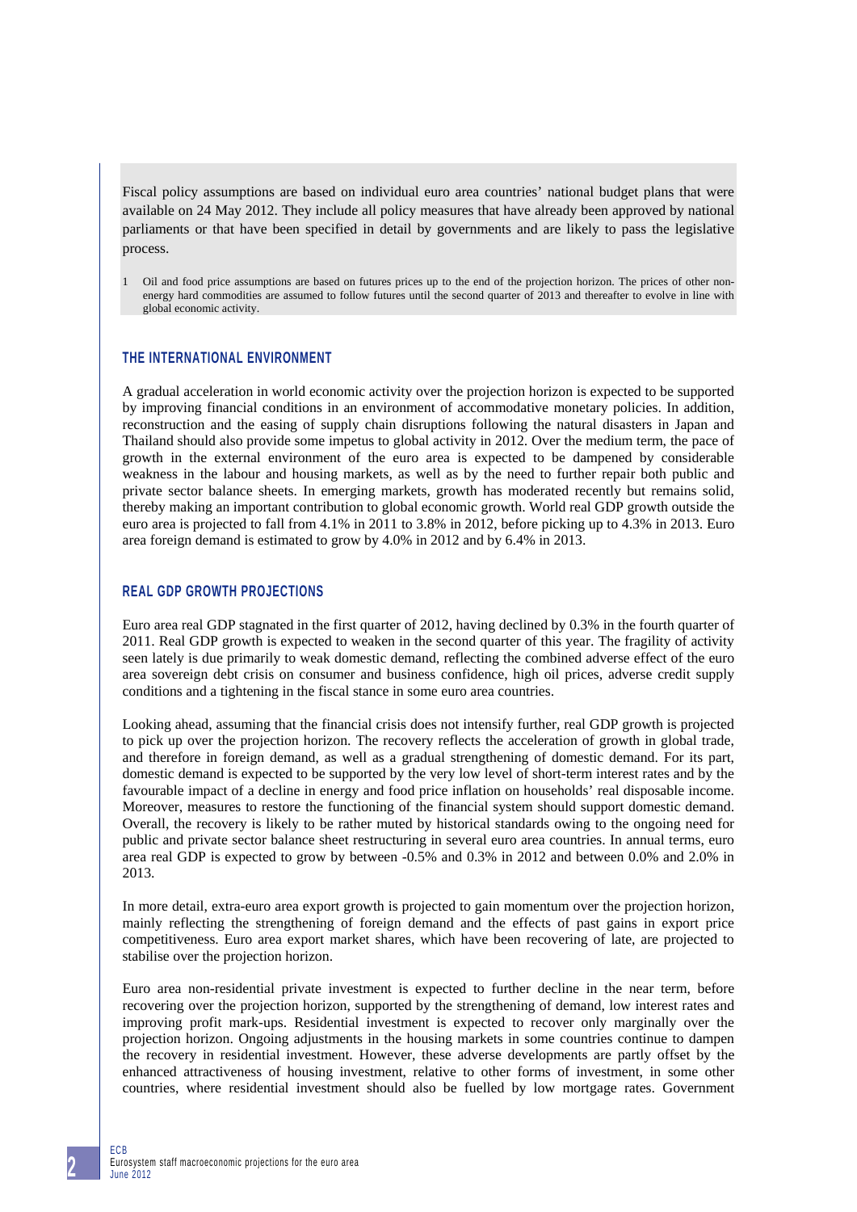Fiscal policy assumptions are based on individual euro area countries' national budget plans that were available on 24 May 2012. They include all policy measures that have already been approved by national parliaments or that have been specified in detail by governments and are likely to pass the legislative process.

1 Oil and food price assumptions are based on futures prices up to the end of the projection horizon. The prices of other non-energy hard commodities are assumed to follow futures until the second quarter of 2013 and thereafter to evolve in line with global economic activity.

## THE INTERNATIONAL ENVIRONMENT

A gradual acceleration in world economic activity over the projection horizon is expected to be supported by improving financial conditions in an environment of accommodative monetary policies. In addition, reconstruction and the easing of supply chain disruptions following the natural disasters in Japan and Thailand should also provide some impetus to global activity in 2012. Over the medium term, the pace of growth in the external environment of the euro area is expected to be dampened by considerable weakness in the labour and housing markets, as well as by the need to further repair both public and private sector balance sheets. In emerging markets, growth has moderated recently but remains solid, thereby making an important contribution to global economic growth. World real GDP growth outside the euro area is projected to fall from 4.1% in 2011 to 3.8% in 2012, before picking up to 4.3% in 2013. Euro area foreign demand is estimated to grow by 4.0% in 2012 and by 6.4% in 2013.

## REAL GDP GROWTH PROJECTIONS

Euro area real GDP stagnated in the first quarter of 2012, having declined by 0.3% in the fourth quarter of 2011. Real GDP growth is expected to weaken in the second quarter of this year. The fragility of activity seen lately is due primarily to weak domestic demand, reflecting the combined adverse effect of the euro area sovereign debt crisis on consumer and business confidence, high oil prices, adverse credit supply conditions and a tightening in the fiscal stance in some euro area countries.

Looking ahead, assuming that the financial crisis does not intensify further, real GDP growth is projected to pick up over the projection horizon. The recovery reflects the acceleration of growth in global trade, and therefore in foreign demand, as well as a gradual strengthening of domestic demand. For its part, domestic demand is expected to be supported by the very low level of short-term interest rates and by the favourable impact of a decline in energy and food price inflation on households' real disposable income. Moreover, measures to restore the functioning of the financial system should support domestic demand. Overall, the recovery is likely to be rather muted by historical standards owing to the ongoing need for public and private sector balance sheet restructuring in several euro area countries. In annual terms, euro area real GDP is expected to grow by between -0.5% and 0.3% in 2012 and between 0.0% and 2.0% in 2013.

In more detail, extra-euro area export growth is projected to gain momentum over the projection horizon, mainly reflecting the strengthening of foreign demand and the effects of past gains in export price competitiveness. Euro area export market shares, which have been recovering of late, are projected to stabilise over the projection horizon.

Euro area non-residential private investment is expected to further decline in the near term, before recovering over the projection horizon, supported by the strengthening of demand, low interest rates and improving profit mark-ups. Residential investment is expected to recover only marginally over the projection horizon. Ongoing adjustments in the housing markets in some countries continue to dampen the recovery in residential investment. However, these adverse developments are partly offset by the enhanced attractiveness of housing investment, relative to other forms of investment, in some other countries, where residential investment should also be fuelled by low mortgage rates. Government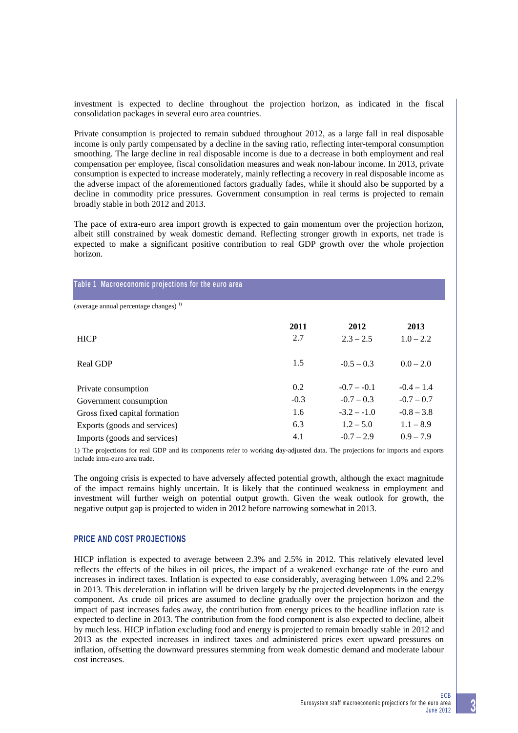investment is expected to decline throughout the projection horizon, as indicated in the fiscal consolidation packages in several euro area countries.

Private consumption is projected to remain subdued throughout 2012, as a large fall in real disposable income is only partly compensated by a decline in the saving ratio, reflecting inter-temporal consumption smoothing. The large decline in real disposable income is due to a decrease in both employment and real compensation per employee, fiscal consolidation measures and weak non-labour income. In 2013, private consumption is expected to increase moderately, mainly reflecting a recovery in real disposable income as the adverse impact of the aforementioned factors gradually fades, while it should also be supported by a decline in commodity price pressures. Government consumption in real terms is projected to remain broadly stable in both 2012 and 2013.

The pace of extra-euro area import growth is expected to gain momentum over the projection horizon, albeit still constrained by weak domestic demand. Reflecting stronger growth in exports, net trade is expected to make a significant positive contribution to real GDP growth over the whole projection horizon.

**Table 1 Macroeconomic projections for the euro area**

(average annual percentage changes) [1)]

| | 2011 | 2012 | 2013 |
|---|---|---|---|
| HICP | 2.7 | 2.3 – 2.5 | 1.0 – 2.2 |
| Real GDP | 1.5 | -0.5 – 0.3 | 0.0 – 2.0 |
| Private consumption | 0.2 | -0.7 – -0.1 | -0.4 – 1.4 |
| Government consumption | -0.3 | -0.7 – 0.3 | -0.7 – 0.7 |
| Gross fixed capital formation | 1.6 | -3.2 – -1.0 | -0.8 – 3.8 |
| Exports (goods and services) | 6.3 | 1.2 – 5.0 | 1.1 – 8.9 |
| Imports (goods and services) | 4.1 | -0.7 – 2.9 | 0.9 – 7.9 |

1) The projections for real GDP and its components refer to working day-adjusted data. The projections for imports and exports include intra-euro area trade.

The ongoing crisis is expected to have adversely affected potential growth, although the exact magnitude of the impact remains highly uncertain. It is likely that the continued weakness in employment and investment will further weigh on potential output growth. Given the weak outlook for growth, the negative output gap is projected to widen in 2012 before narrowing somewhat in 2013.

## PRICE AND COST PROJECTIONS

HICP inflation is expected to average between 2.3% and 2.5% in 2012. This relatively elevated level reflects the effects of the hikes in oil prices, the impact of a weakened exchange rate of the euro and increases in indirect taxes. Inflation is expected to ease considerably, averaging between 1.0% and 2.2% in 2013. This deceleration in inflation will be driven largely by the projected developments in the energy component. As crude oil prices are assumed to decline gradually over the projection horizon and the impact of past increases fades away, the contribution from energy prices to the headline inflation rate is expected to decline in 2013. The contribution from the food component is also expected to decline, albeit by much less. HICP inflation excluding food and energy is projected to remain broadly stable in 2012 and 2013 as the expected increases in indirect taxes and administered prices exert upward pressures on inflation, offsetting the downward pressures stemming from weak domestic demand and moderate labour cost increases.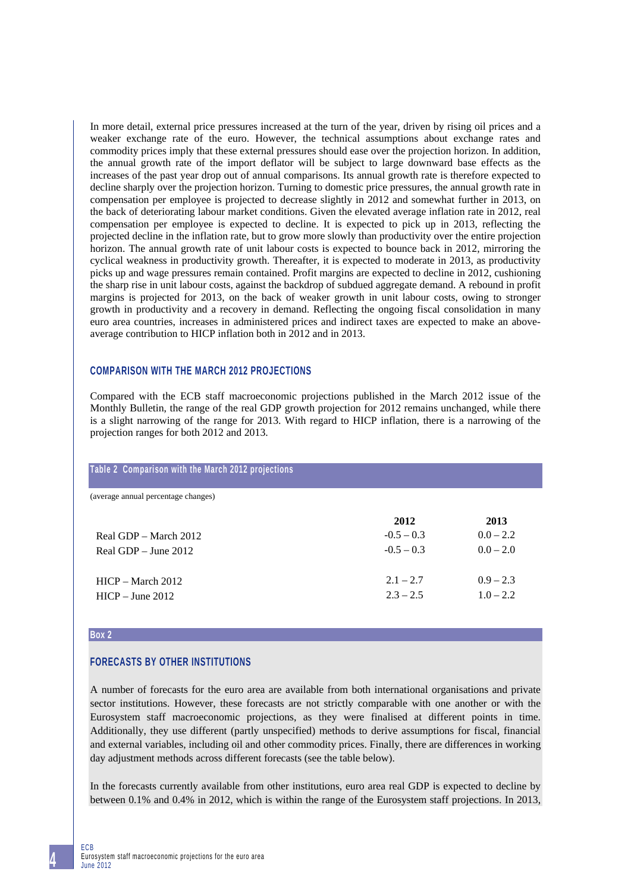In more detail, external price pressures increased at the turn of the year, driven by rising oil prices and a weaker exchange rate of the euro. However, the technical assumptions about exchange rates and commodity prices imply that these external pressures should ease over the projection horizon. In addition, the annual growth rate of the import deflator will be subject to large downward base effects as the increases of the past year drop out of annual comparisons. Its annual growth rate is therefore expected to decline sharply over the projection horizon. Turning to domestic price pressures, the annual growth rate in compensation per employee is projected to decrease slightly in 2012 and somewhat further in 2013, on the back of deteriorating labour market conditions. Given the elevated average inflation rate in 2012, real compensation per employee is expected to decline. It is expected to pick up in 2013, reflecting the projected decline in the inflation rate, but to grow more slowly than productivity over the entire projection horizon. The annual growth rate of unit labour costs is expected to bounce back in 2012, mirroring the cyclical weakness in productivity growth. Thereafter, it is expected to moderate in 2013, as productivity picks up and wage pressures remain contained. Profit margins are expected to decline in 2012, cushioning the sharp rise in unit labour costs, against the backdrop of subdued aggregate demand. A rebound in profit margins is projected for 2013, on the back of weaker growth in unit labour costs, owing to stronger growth in productivity and a recovery in demand. Reflecting the ongoing fiscal consolidation in many euro area countries, increases in administered prices and indirect taxes are expected to make an above-average contribution to HICP inflation both in 2012 and in 2013.

## COMPARISON WITH THE MARCH 2012 PROJECTIONS

Compared with the ECB staff macroeconomic projections published in the March 2012 issue of the Monthly Bulletin, the range of the real GDP growth projection for 2012 remains unchanged, while there is a slight narrowing of the range for 2013. With regard to HICP inflation, there is a narrowing of the projection ranges for both 2012 and 2013.

**Table 2 Comparison with the March 2012 projections**

(average annual percentage changes)

| | 2012 | 2013 |
|---|---|---|
| Real GDP – March 2012 | -0.5 – 0.3 | 0.0 – 2.2 |
| Real GDP – June 2012 | -0.5 – 0.3 | 0.0 – 2.0 |
| HICP – March 2012 | 2.1 – 2.7 | 0.9 – 2.3 |
| HICP – June 2012 | 2.3 – 2.5 | 1.0 – 2.2 |

**Box 2**

## FORECASTS BY OTHER INSTITUTIONS

A number of forecasts for the euro area are available from both international organisations and private sector institutions. However, these forecasts are not strictly comparable with one another or with the Eurosystem staff macroeconomic projections, as they were finalised at different points in time. Additionally, they use different (partly unspecified) methods to derive assumptions for fiscal, financial and external variables, including oil and other commodity prices. Finally, there are differences in working day adjustment methods across different forecasts (see the table below).

In the forecasts currently available from other institutions, euro area real GDP is expected to decline by between 0.1% and 0.4% in 2012, which is within the range of the Eurosystem staff projections. In 2013,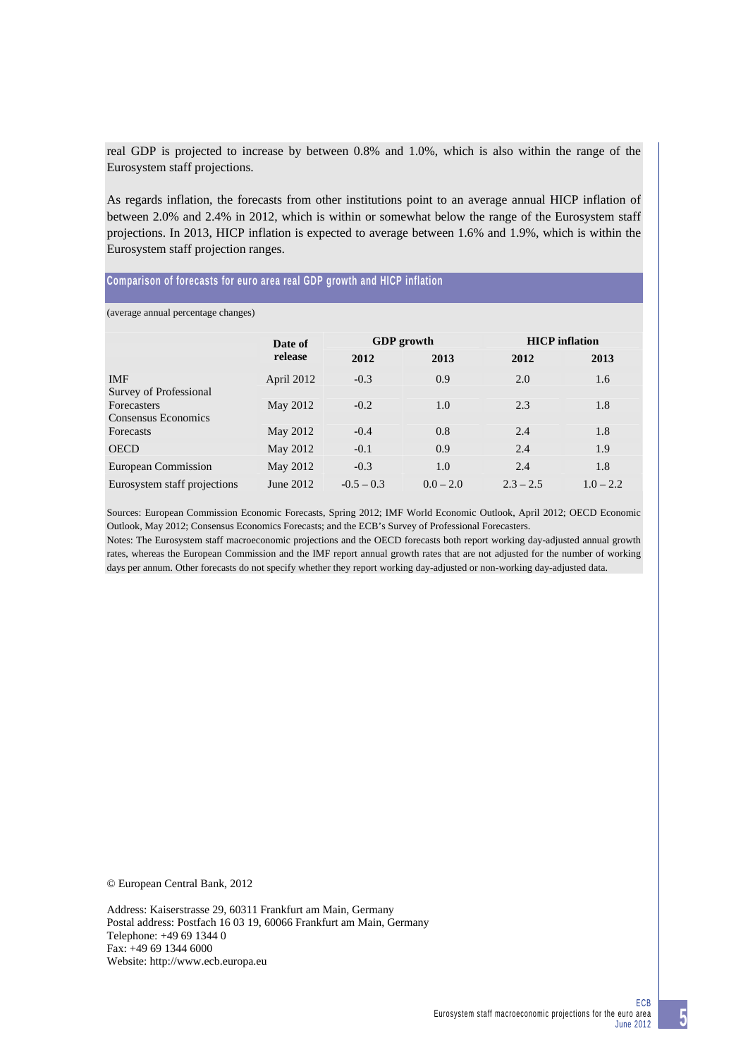real GDP is projected to increase by between 0.8% and 1.0%, which is also within the range of the Eurosystem staff projections.

As regards inflation, the forecasts from other institutions point to an average annual HICP inflation of between 2.0% and 2.4% in 2012, which is within or somewhat below the range of the Eurosystem staff projections. In 2013, HICP inflation is expected to average between 1.6% and 1.9%, which is within the Eurosystem staff projection ranges.

### Comparison of forecasts for euro area real GDP growth and HICP inflation

(average annual percentage changes)

| | Date of release | GDP growth | | HICP inflation | |
|---|---|---|---|---|---|
| | | 2012 | 2013 | 2012 | 2013 |
| IMF | April 2012 | -0.3 | 0.9 | 2.0 | 1.6 |
| Survey of Professional Forecasters | May 2012 | -0.2 | 1.0 | 2.3 | 1.8 |
| Consensus Economics Forecasts | May 2012 | -0.4 | 0.8 | 2.4 | 1.8 |
| OECD | May 2012 | -0.1 | 0.9 | 2.4 | 1.9 |
| European Commission | May 2012 | -0.3 | 1.0 | 2.4 | 1.8 |
| Eurosystem staff projections | June 2012 | -0.5 – 0.3 | 0.0 – 2.0 | 2.3 – 2.5 | 1.0 – 2.2 |

Sources: European Commission Economic Forecasts, Spring 2012; IMF World Economic Outlook, April 2012; OECD Economic Outlook, May 2012; Consensus Economics Forecasts; and the ECB's Survey of Professional Forecasters.
Notes: The Eurosystem staff macroeconomic projections and the OECD forecasts both report working day-adjusted annual growth rates, whereas the European Commission and the IMF report annual growth rates that are not adjusted for the number of working days per annum. Other forecasts do not specify whether they report working day-adjusted or non-working day-adjusted data.

© European Central Bank, 2012

Address: Kaiserstrasse 29, 60311 Frankfurt am Main, Germany
Postal address: Postfach 16 03 19, 60066 Frankfurt am Main, Germany
Telephone: +49 69 1344 0
Fax: +49 69 1344 6000
Website: http://www.ecb.europa.eu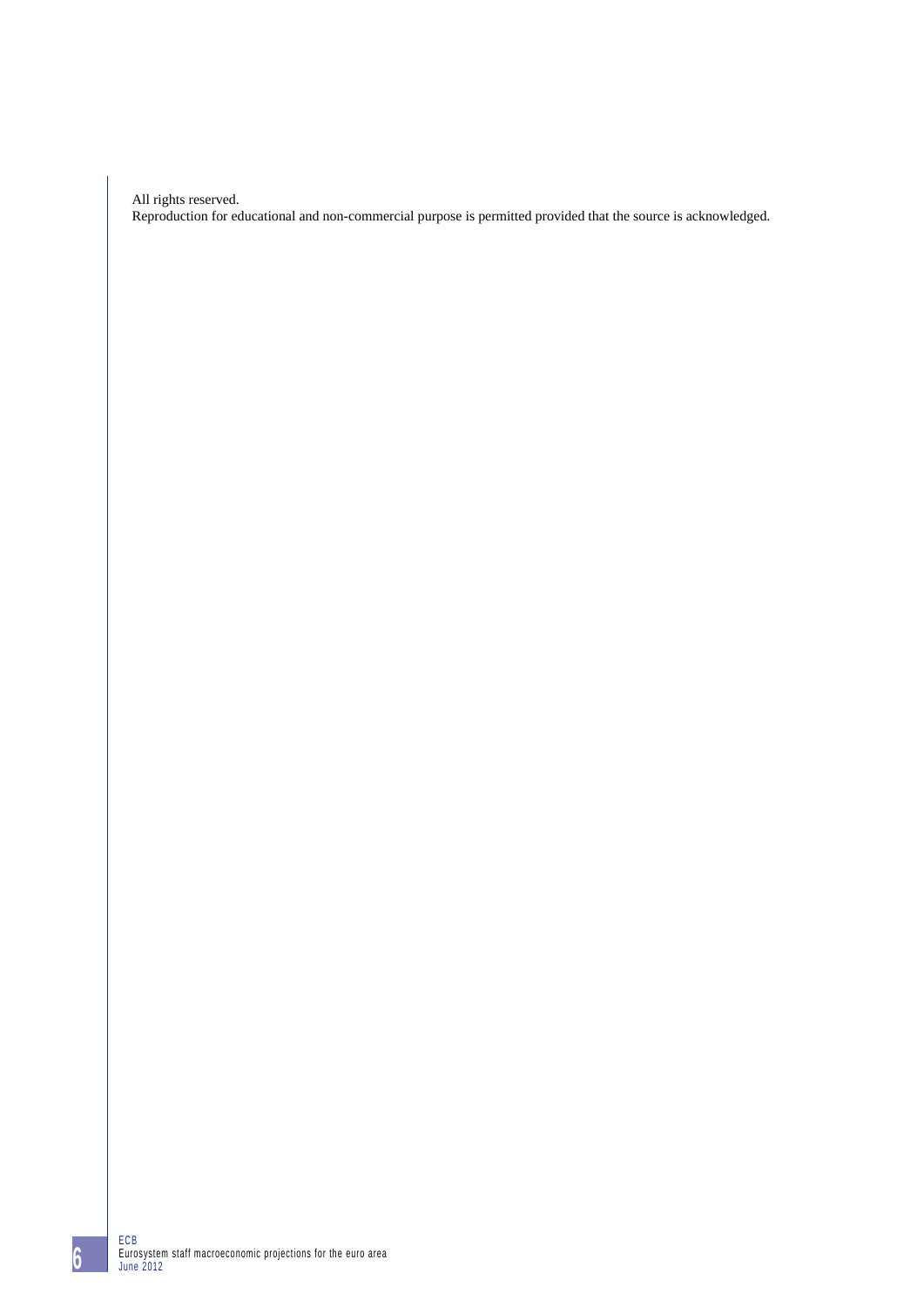All rights reserved.
Reproduction for educational and non-commercial purpose is permitted provided that the source is acknowledged.